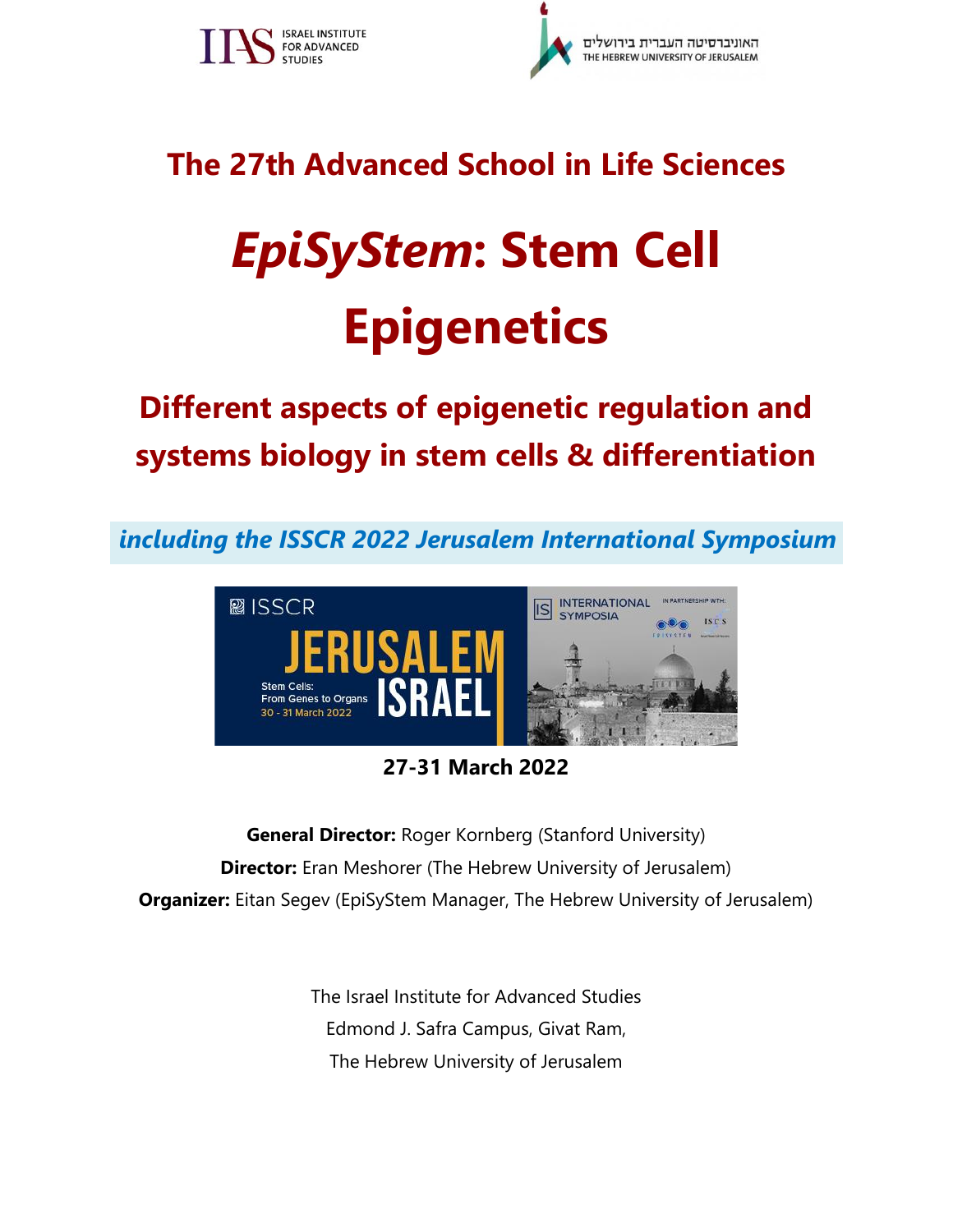# The 27th Advanced School in Life Sciences

# *EpiSyStem*: Stem Cell Epigenetics

## Different aspects of epigenetic regulation and systems biology in stem cells & differentiation

***including the ISSCR 2022 Jerusalem International Symposium***

**27-31 March 2022**

**General Director:** Roger Kornberg (Stanford University)

**Director:** Eran Meshorer (The Hebrew University of Jerusalem)

**Organizer:** Eitan Segev (EpiSyStem Manager, The Hebrew University of Jerusalem)

The Israel Institute for Advanced Studies
Edmond J. Safra Campus, Givat Ram,
The Hebrew University of Jerusalem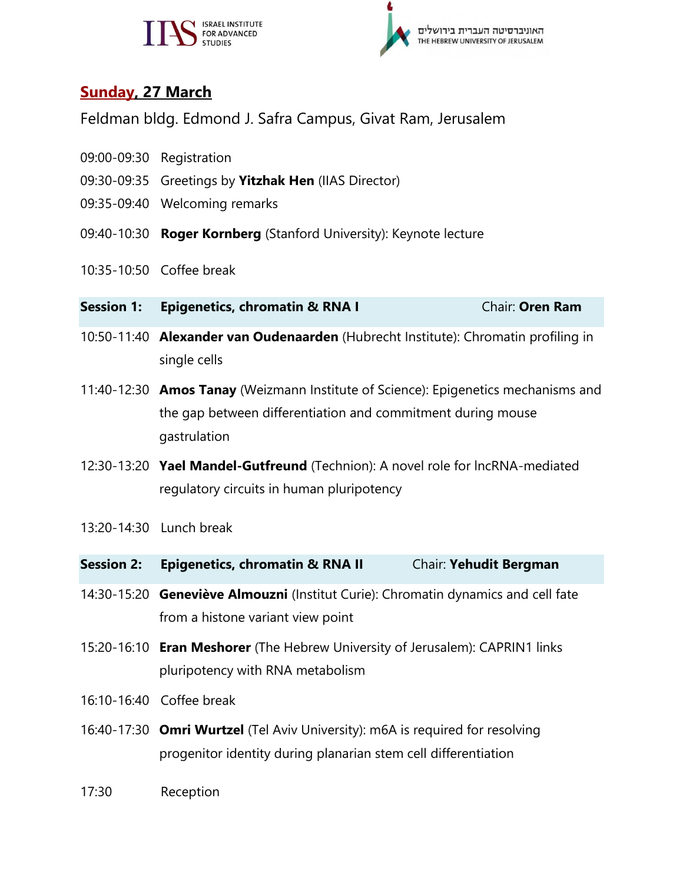## Sunday, 27 March

Feldman bldg. Edmond J. Safra Campus, Givat Ram, Jerusalem

09:00-09:30 Registration

09:30-09:35 Greetings by **Yitzhak Hen** (IIAS Director)

09:35-09:40 Welcoming remarks

09:40-10:30 **Roger Kornberg** (Stanford University): Keynote lecture

10:35-10:50 Coffee break

**Session 1: Epigenetics, chromatin & RNA I** Chair: **Oren Ram**

10:50-11:40 **Alexander van Oudenaarden** (Hubrecht Institute): Chromatin profiling in single cells

11:40-12:30 **Amos Tanay** (Weizmann Institute of Science): Epigenetics mechanisms and the gap between differentiation and commitment during mouse gastrulation

12:30-13:20 **Yael Mandel-Gutfreund** (Technion): A novel role for lncRNA-mediated regulatory circuits in human pluripotency

13:20-14:30 Lunch break

**Session 2: Epigenetics, chromatin & RNA II** Chair: **Yehudit Bergman**

14:30-15:20 **Geneviève Almouzni** (Institut Curie): Chromatin dynamics and cell fate from a histone variant view point

15:20-16:10 **Eran Meshorer** (The Hebrew University of Jerusalem): CAPRIN1 links pluripotency with RNA metabolism

16:10-16:40 Coffee break

16:40-17:30 **Omri Wurtzel** (Tel Aviv University): m6A is required for resolving progenitor identity during planarian stem cell differentiation

17:30 Reception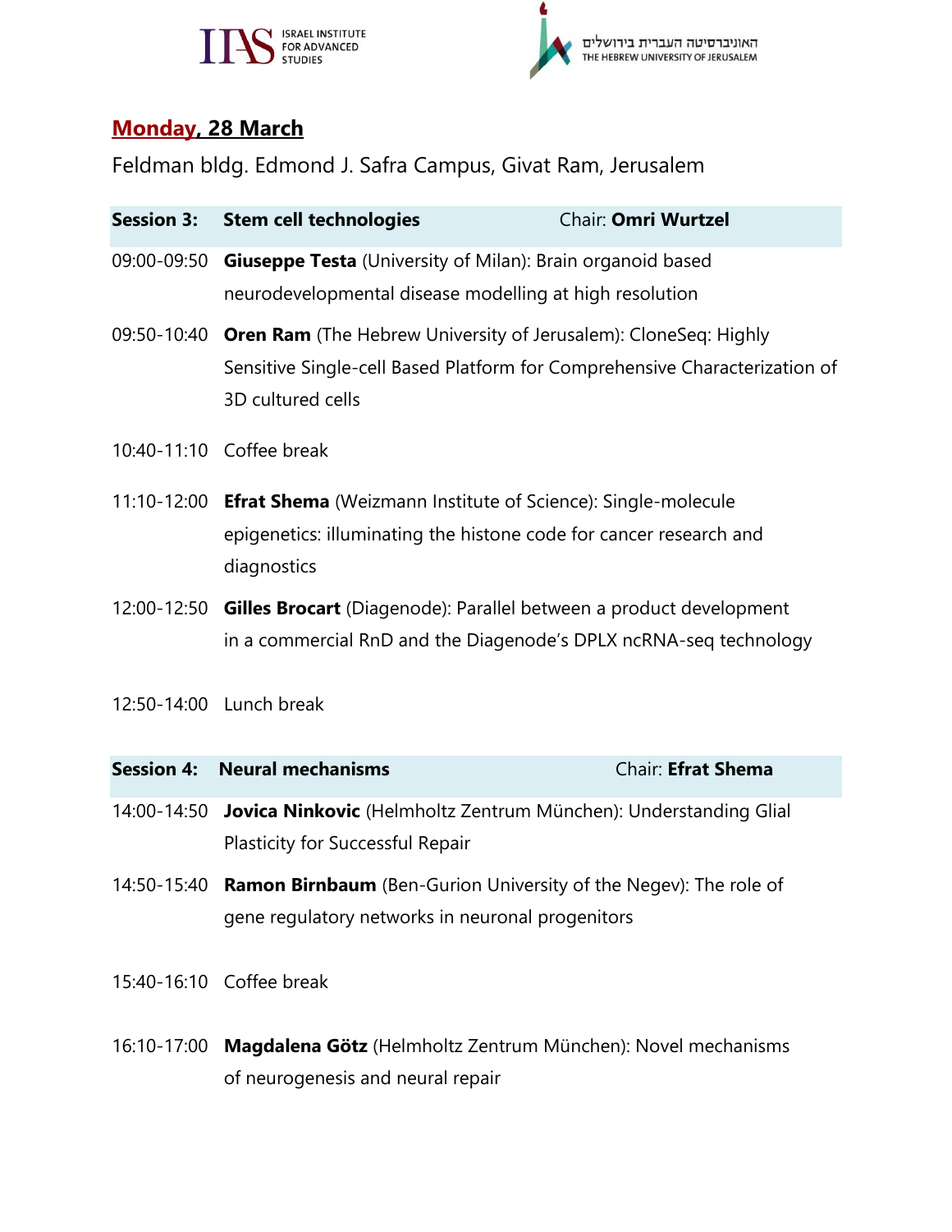ISRAEL INSTITUTE FOR ADVANCED STUDIES

האוניברסיטה העברית בירושלים THE HEBREW UNIVERSITY OF JERUSALEM

## Monday, 28 March

Feldman bldg. Edmond J. Safra Campus, Givat Ram, Jerusalem

| **Session 3:** | **Stem cell technologies** | Chair: **Omri Wurtzel** |
|---|---|---|
| 09:00-09:50 | **Giuseppe Testa** (University of Milan): Brain organoid based neurodevelopmental disease modelling at high resolution | |
| 09:50-10:40 | **Oren Ram** (The Hebrew University of Jerusalem): CloneSeq: Highly Sensitive Single-cell Based Platform for Comprehensive Characterization of 3D cultured cells | |
| 10:40-11:10 | Coffee break | |
| 11:10-12:00 | **Efrat Shema** (Weizmann Institute of Science): Single-molecule epigenetics: illuminating the histone code for cancer research and diagnostics | |
| 12:00-12:50 | **Gilles Brocart** (Diagenode): Parallel between a product development in a commercial RnD and the Diagenode's DPLX ncRNA-seq technology | |
| 12:50-14:00 | Lunch break | |

| **Session 4:** | **Neural mechanisms** | Chair: **Efrat Shema** |
|---|---|---|
| 14:00-14:50 | **Jovica Ninkovic** (Helmholtz Zentrum München): Understanding Glial Plasticity for Successful Repair | |
| 14:50-15:40 | **Ramon Birnbaum** (Ben-Gurion University of the Negev): The role of gene regulatory networks in neuronal progenitors | |
| 15:40-16:10 | Coffee break | |
| 16:10-17:00 | **Magdalena Götz** (Helmholtz Zentrum München): Novel mechanisms of neurogenesis and neural repair | |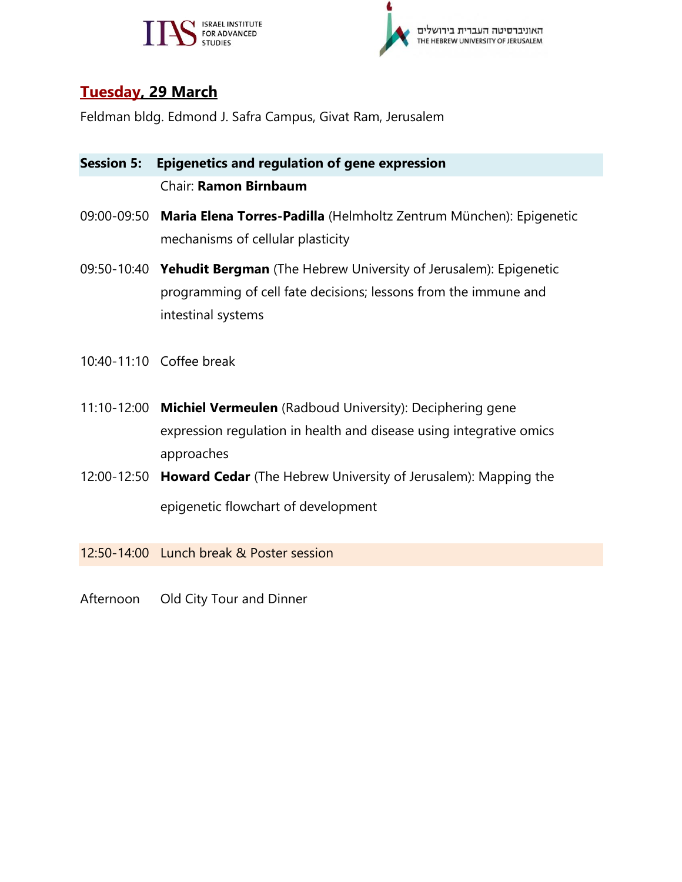## Tuesday, 29 March

Feldman bldg. Edmond J. Safra Campus, Givat Ram, Jerusalem

**Session 5: Epigenetics and regulation of gene expression**

Chair: **Ramon Birnbaum**

09:00-09:50 **Maria Elena Torres-Padilla** (Helmholtz Zentrum München): Epigenetic mechanisms of cellular plasticity

09:50-10:40 **Yehudit Bergman** (The Hebrew University of Jerusalem): Epigenetic programming of cell fate decisions; lessons from the immune and intestinal systems

10:40-11:10 Coffee break

11:10-12:00 **Michiel Vermeulen** (Radboud University): Deciphering gene expression regulation in health and disease using integrative omics approaches

12:00-12:50 **Howard Cedar** (The Hebrew University of Jerusalem): Mapping the epigenetic flowchart of development

12:50-14:00 Lunch break & Poster session

Afternoon Old City Tour and Dinner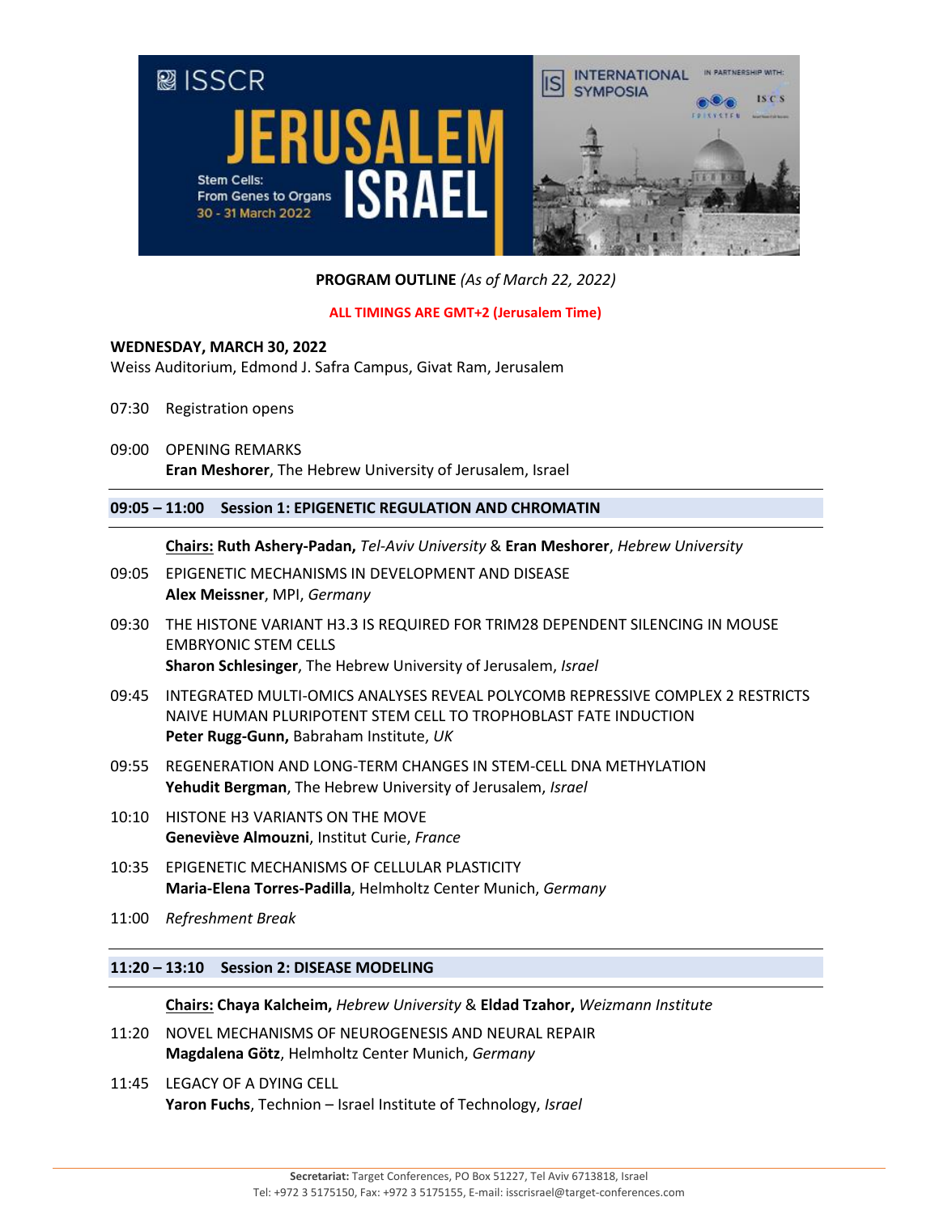ISSCR

# JERUSALEM ISRAEL

Stem Cells: From Genes to Organs

30 - 31 March 2022

INTERNATIONAL SYMPOSIA

IN PARTNERSHIP WITH:

**PROGRAM OUTLINE** *(As of March 22, 2022)*

**ALL TIMINGS ARE GMT+2 (Jerusalem Time)**

**WEDNESDAY, MARCH 30, 2022**
Weiss Auditorium, Edmond J. Safra Campus, Givat Ram, Jerusalem

07:30 Registration opens

09:00 OPENING REMARKS
**Eran Meshorer**, The Hebrew University of Jerusalem, Israel

---

**09:05 – 11:00 Session 1: EPIGENETIC REGULATION AND CHROMATIN**

---

**Chairs: Ruth Ashery-Padan,** *Tel-Aviv University* & **Eran Meshorer**, *Hebrew University*

09:05 EPIGENETIC MECHANISMS IN DEVELOPMENT AND DISEASE
**Alex Meissner**, MPI, *Germany*

09:30 THE HISTONE VARIANT H3.3 IS REQUIRED FOR TRIM28 DEPENDENT SILENCING IN MOUSE EMBRYONIC STEM CELLS
**Sharon Schlesinger**, The Hebrew University of Jerusalem, *Israel*

09:45 INTEGRATED MULTI-OMICS ANALYSES REVEAL POLYCOMB REPRESSIVE COMPLEX 2 RESTRICTS NAIVE HUMAN PLURIPOTENT STEM CELL TO TROPHOBLAST FATE INDUCTION
**Peter Rugg-Gunn,** Babraham Institute, *UK*

09:55 REGENERATION AND LONG-TERM CHANGES IN STEM-CELL DNA METHYLATION
**Yehudit Bergman**, The Hebrew University of Jerusalem, *Israel*

10:10 HISTONE H3 VARIANTS ON THE MOVE
**Geneviève Almouzni**, Institut Curie, *France*

10:35 EPIGENETIC MECHANISMS OF CELLULAR PLASTICITY
**Maria-Elena Torres-Padilla**, Helmholtz Center Munich, *Germany*

11:00 *Refreshment Break*

---

**11:20 – 13:10 Session 2: DISEASE MODELING**

---

**Chairs: Chaya Kalcheim,** *Hebrew University* & **Eldad Tzahor,** *Weizmann Institute*

11:20 NOVEL MECHANISMS OF NEUROGENESIS AND NEURAL REPAIR
**Magdalena Götz**, Helmholtz Center Munich, *Germany*

11:45 LEGACY OF A DYING CELL
**Yaron Fuchs**, Technion – Israel Institute of Technology, *Israel*

**Secretariat:** Target Conferences, PO Box 51227, Tel Aviv 6713818, Israel
Tel: +972 3 5175150, Fax: +972 3 5175155, E-mail: isscrisrael@target-conferences.com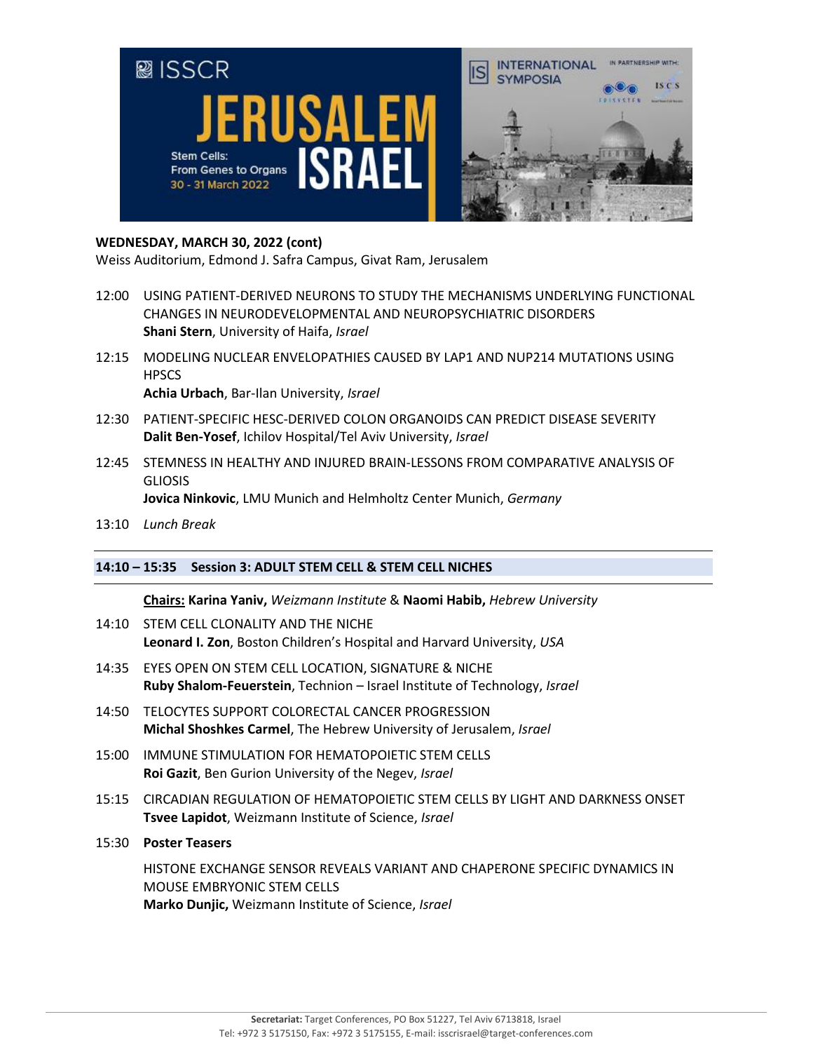**WEDNESDAY, MARCH 30, 2022 (cont)**
Weiss Auditorium, Edmond J. Safra Campus, Givat Ram, Jerusalem

12:00 USING PATIENT-DERIVED NEURONS TO STUDY THE MECHANISMS UNDERLYING FUNCTIONAL CHANGES IN NEURODEVELOPMENTAL AND NEUROPSYCHIATRIC DISORDERS
**Shani Stern**, University of Haifa, *Israel*

12:15 MODELING NUCLEAR ENVELOPATHIES CAUSED BY LAP1 AND NUP214 MUTATIONS USING HPSCS
**Achia Urbach**, Bar-Ilan University, *Israel*

12:30 PATIENT-SPECIFIC HESC-DERIVED COLON ORGANOIDS CAN PREDICT DISEASE SEVERITY
**Dalit Ben-Yosef**, Ichilov Hospital/Tel Aviv University, *Israel*

12:45 STEMNESS IN HEALTHY AND INJURED BRAIN-LESSONS FROM COMPARATIVE ANALYSIS OF GLIOSIS
**Jovica Ninkovic**, LMU Munich and Helmholtz Center Munich, *Germany*

13:10 *Lunch Break*

## 14:10 – 15:35 Session 3: ADULT STEM CELL & STEM CELL NICHES

**Chairs:** **Karina Yaniv,** *Weizmann Institute* & **Naomi Habib,** *Hebrew University*

14:10 STEM CELL CLONALITY AND THE NICHE
**Leonard I. Zon**, Boston Children's Hospital and Harvard University, *USA*

14:35 EYES OPEN ON STEM CELL LOCATION, SIGNATURE & NICHE
**Ruby Shalom-Feuerstein**, Technion – Israel Institute of Technology, *Israel*

14:50 TELOCYTES SUPPORT COLORECTAL CANCER PROGRESSION
**Michal Shoshkes Carmel**, The Hebrew University of Jerusalem, *Israel*

15:00 IMMUNE STIMULATION FOR HEMATOPOIETIC STEM CELLS
**Roi Gazit**, Ben Gurion University of the Negev, *Israel*

15:15 CIRCADIAN REGULATION OF HEMATOPOIETIC STEM CELLS BY LIGHT AND DARKNESS ONSET
**Tsvee Lapidot**, Weizmann Institute of Science, *Israel*

15:30 **Poster Teasers**

HISTONE EXCHANGE SENSOR REVEALS VARIANT AND CHAPERONE SPECIFIC DYNAMICS IN MOUSE EMBRYONIC STEM CELLS
**Marko Dunjic,** Weizmann Institute of Science, *Israel*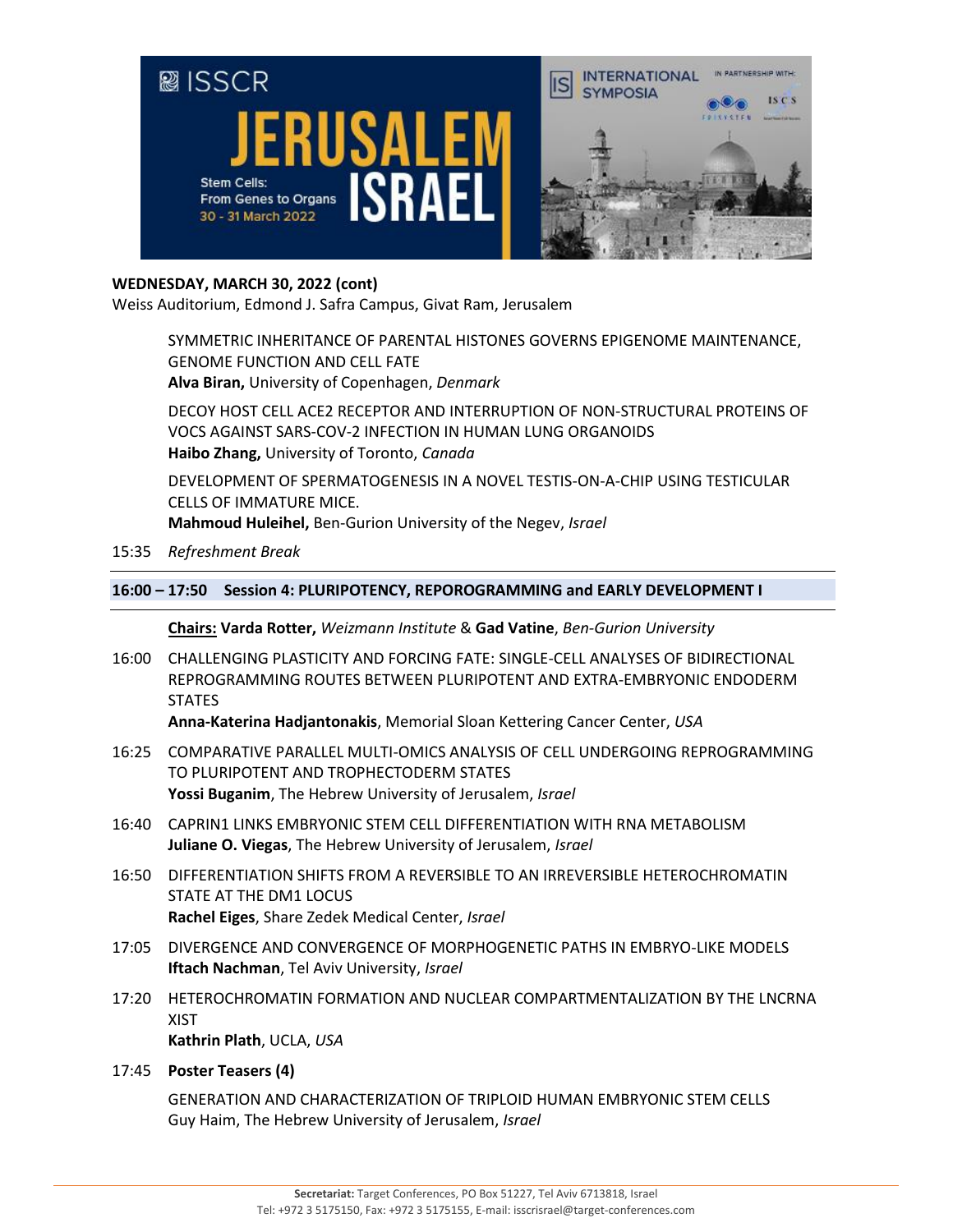**WEDNESDAY, MARCH 30, 2022 (cont)**
Weiss Auditorium, Edmond J. Safra Campus, Givat Ram, Jerusalem

SYMMETRIC INHERITANCE OF PARENTAL HISTONES GOVERNS EPIGENOME MAINTENANCE, GENOME FUNCTION AND CELL FATE
**Alva Biran,** University of Copenhagen, *Denmark*

DECOY HOST CELL ACE2 RECEPTOR AND INTERRUPTION OF NON-STRUCTURAL PROTEINS OF VOCS AGAINST SARS-COV-2 INFECTION IN HUMAN LUNG ORGANOIDS
**Haibo Zhang,** University of Toronto, *Canada*

DEVELOPMENT OF SPERMATOGENESIS IN A NOVEL TESTIS-ON-A-CHIP USING TESTICULAR CELLS OF IMMATURE MICE.
**Mahmoud Huleihel,** Ben-Gurion University of the Negev, *Israel*

15:35 *Refreshment Break*

---

**16:00 – 17:50 Session 4: PLURIPOTENCY, REPOROGRAMMING and EARLY DEVELOPMENT I**

**Chairs:** **Varda Rotter,** *Weizmann Institute* & **Gad Vatine**, *Ben-Gurion University*

16:00 CHALLENGING PLASTICITY AND FORCING FATE: SINGLE-CELL ANALYSES OF BIDIRECTIONAL REPROGRAMMING ROUTES BETWEEN PLURIPOTENT AND EXTRA-EMBRYONIC ENDODERM STATES
**Anna-Katerina Hadjantonakis**, Memorial Sloan Kettering Cancer Center, *USA*

16:25 COMPARATIVE PARALLEL MULTI-OMICS ANALYSIS OF CELL UNDERGOING REPROGRAMMING TO PLURIPOTENT AND TROPHECTODERM STATES
**Yossi Buganim**, The Hebrew University of Jerusalem, *Israel*

16:40 CAPRIN1 LINKS EMBRYONIC STEM CELL DIFFERENTIATION WITH RNA METABOLISM
**Juliane O. Viegas**, The Hebrew University of Jerusalem, *Israel*

16:50 DIFFERENTIATION SHIFTS FROM A REVERSIBLE TO AN IRREVERSIBLE HETEROCHROMATIN STATE AT THE DM1 LOCUS
**Rachel Eiges**, Share Zedek Medical Center, *Israel*

17:05 DIVERGENCE AND CONVERGENCE OF MORPHOGENETIC PATHS IN EMBRYO-LIKE MODELS
**Iftach Nachman**, Tel Aviv University, *Israel*

17:20 HETEROCHROMATIN FORMATION AND NUCLEAR COMPARTMENTALIZATION BY THE LNCRNA XIST
**Kathrin Plath**, UCLA, *USA*

17:45 **Poster Teasers (4)**

GENERATION AND CHARACTERIZATION OF TRIPLOID HUMAN EMBRYONIC STEM CELLS
Guy Haim, The Hebrew University of Jerusalem, *Israel*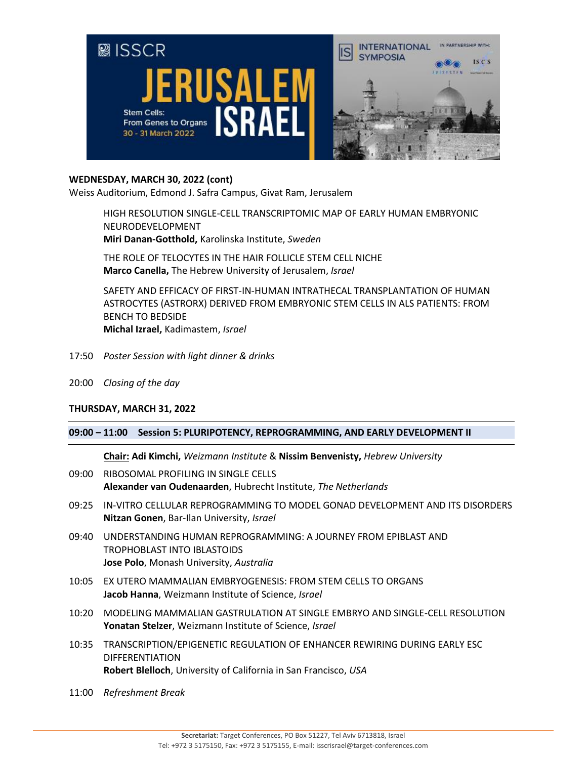**WEDNESDAY, MARCH 30, 2022 (cont)**
Weiss Auditorium, Edmond J. Safra Campus, Givat Ram, Jerusalem

HIGH RESOLUTION SINGLE-CELL TRANSCRIPTOMIC MAP OF EARLY HUMAN EMBRYONIC NEURODEVELOPMENT
**Miri Danan-Gotthold,** Karolinska Institute, *Sweden*

THE ROLE OF TELOCYTES IN THE HAIR FOLLICLE STEM CELL NICHE
**Marco Canella,** The Hebrew University of Jerusalem, *Israel*

SAFETY AND EFFICACY OF FIRST-IN-HUMAN INTRATHECAL TRANSPLANTATION OF HUMAN ASTROCYTES (ASTRORX) DERIVED FROM EMBRYONIC STEM CELLS IN ALS PATIENTS: FROM BENCH TO BEDSIDE
**Michal Izrael,** Kadimastem, *Israel*

17:50 *Poster Session with light dinner & drinks*

20:00 *Closing of the day*

**THURSDAY, MARCH 31, 2022**

**09:00 – 11:00 Session 5: PLURIPOTENCY, REPROGRAMMING, AND EARLY DEVELOPMENT II**

**Chair: Adi Kimchi,** *Weizmann Institute* & **Nissim Benvenisty,** *Hebrew University*

09:00 RIBOSOMAL PROFILING IN SINGLE CELLS
**Alexander van Oudenaarden**, Hubrecht Institute, *The Netherlands*

09:25 IN-VITRO CELLULAR REPROGRAMMING TO MODEL GONAD DEVELOPMENT AND ITS DISORDERS
**Nitzan Gonen**, Bar-Ilan University, *Israel*

09:40 UNDERSTANDING HUMAN REPROGRAMMING: A JOURNEY FROM EPIBLAST AND TROPHOBLAST INTO IBLASTOIDS
**Jose Polo**, Monash University, *Australia*

10:05 EX UTERO MAMMALIAN EMBRYOGENESIS: FROM STEM CELLS TO ORGANS
**Jacob Hanna**, Weizmann Institute of Science, *Israel*

10:20 MODELING MAMMALIAN GASTRULATION AT SINGLE EMBRYO AND SINGLE-CELL RESOLUTION
**Yonatan Stelzer**, Weizmann Institute of Science, *Israel*

10:35 TRANSCRIPTION/EPIGENETIC REGULATION OF ENHANCER REWIRING DURING EARLY ESC DIFFERENTIATION
**Robert Blelloch**, University of California in San Francisco, *USA*

11:00 *Refreshment Break*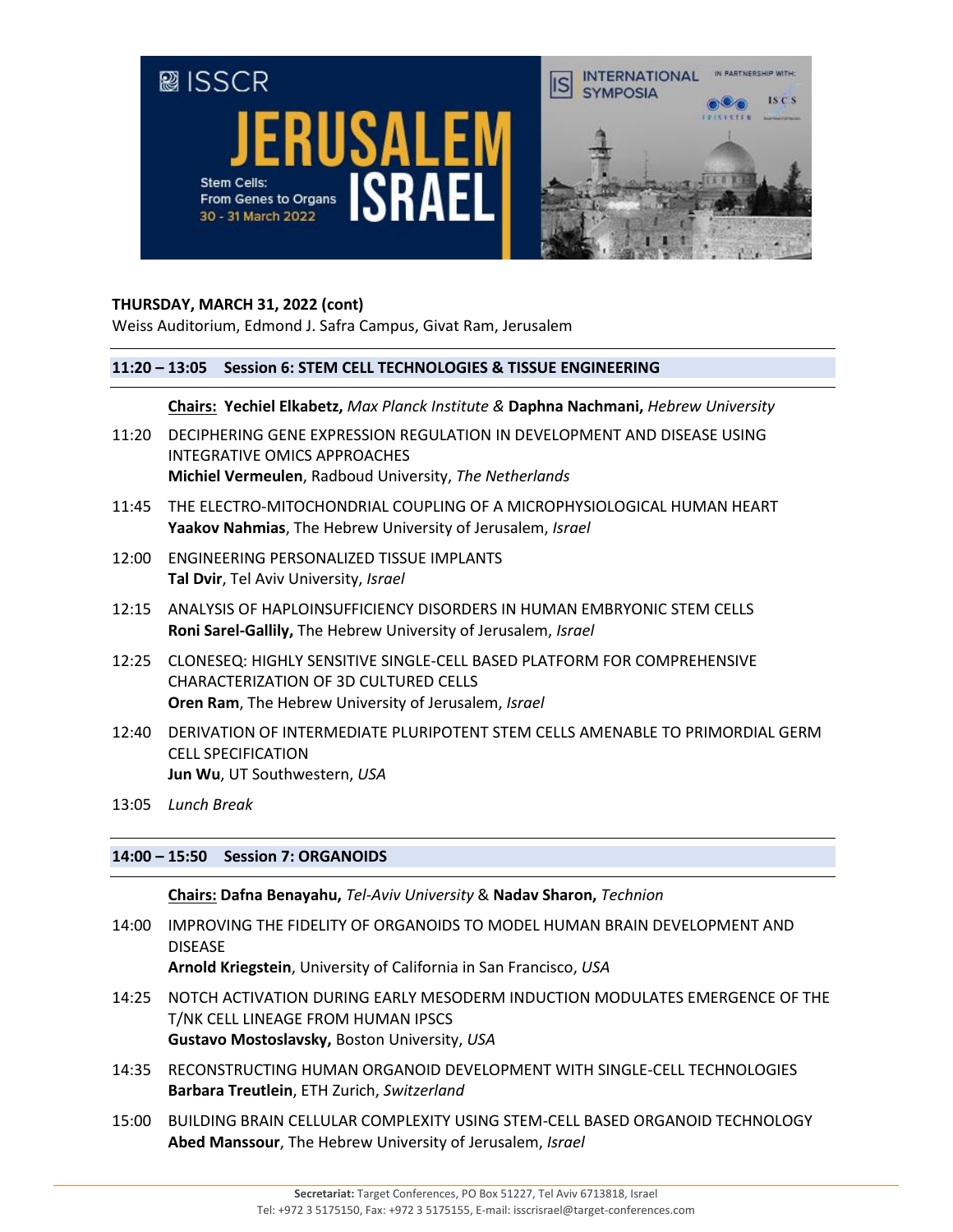**THURSDAY, MARCH 31, 2022 (cont)**
Weiss Auditorium, Edmond J. Safra Campus, Givat Ram, Jerusalem

## 11:20 – 13:05 Session 6: STEM CELL TECHNOLOGIES & TISSUE ENGINEERING

**Chairs:** **Yechiel Elkabetz,** *Max Planck Institute &* **Daphna Nachmani,** *Hebrew University*

11:20 DECIPHERING GENE EXPRESSION REGULATION IN DEVELOPMENT AND DISEASE USING INTEGRATIVE OMICS APPROACHES
**Michiel Vermeulen**, Radboud University, *The Netherlands*

11:45 THE ELECTRO-MITOCHONDRIAL COUPLING OF A MICROPHYSIOLOGICAL HUMAN HEART
**Yaakov Nahmias**, The Hebrew University of Jerusalem, *Israel*

12:00 ENGINEERING PERSONALIZED TISSUE IMPLANTS
**Tal Dvir**, Tel Aviv University, *Israel*

12:15 ANALYSIS OF HAPLOINSUFFICIENCY DISORDERS IN HUMAN EMBRYONIC STEM CELLS
**Roni Sarel-Gallily,** The Hebrew University of Jerusalem, *Israel*

12:25 CLONESEQ: HIGHLY SENSITIVE SINGLE-CELL BASED PLATFORM FOR COMPREHENSIVE CHARACTERIZATION OF 3D CULTURED CELLS
**Oren Ram**, The Hebrew University of Jerusalem, *Israel*

12:40 DERIVATION OF INTERMEDIATE PLURIPOTENT STEM CELLS AMENABLE TO PRIMORDIAL GERM CELL SPECIFICATION
**Jun Wu**, UT Southwestern, *USA*

13:05 *Lunch Break*

## 14:00 – 15:50 Session 7: ORGANOIDS

**Chairs:** **Dafna Benayahu,** *Tel-Aviv University* & **Nadav Sharon,** *Technion*

14:00 IMPROVING THE FIDELITY OF ORGANOIDS TO MODEL HUMAN BRAIN DEVELOPMENT AND DISEASE
**Arnold Kriegstein**, University of California in San Francisco, *USA*

14:25 NOTCH ACTIVATION DURING EARLY MESODERM INDUCTION MODULATES EMERGENCE OF THE T/NK CELL LINEAGE FROM HUMAN IPSCS
**Gustavo Mostoslavsky,** Boston University, *USA*

14:35 RECONSTRUCTING HUMAN ORGANOID DEVELOPMENT WITH SINGLE-CELL TECHNOLOGIES
**Barbara Treutlein**, ETH Zurich, *Switzerland*

15:00 BUILDING BRAIN CELLULAR COMPLEXITY USING STEM-CELL BASED ORGANOID TECHNOLOGY
**Abed Manssour**, The Hebrew University of Jerusalem, *Israel*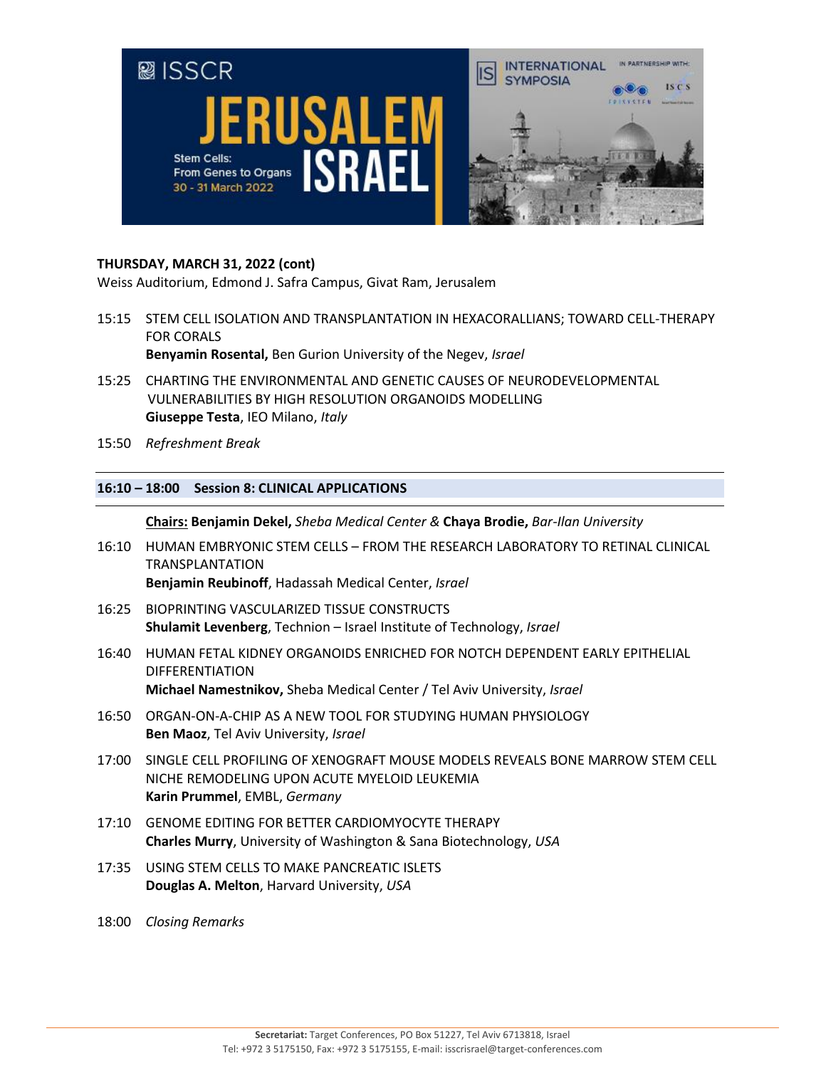**THURSDAY, MARCH 31, 2022 (cont)**
Weiss Auditorium, Edmond J. Safra Campus, Givat Ram, Jerusalem

15:15 STEM CELL ISOLATION AND TRANSPLANTATION IN HEXACORALLIANS; TOWARD CELL-THERAPY FOR CORALS
**Benyamin Rosental,** Ben Gurion University of the Negev, *Israel*

15:25 CHARTING THE ENVIRONMENTAL AND GENETIC CAUSES OF NEURODEVELOPMENTAL VULNERABILITIES BY HIGH RESOLUTION ORGANOIDS MODELLING
**Giuseppe Testa**, IEO Milano, *Italy*

15:50 *Refreshment Break*

## 16:10 – 18:00 Session 8: CLINICAL APPLICATIONS

**Chairs: Benjamin Dekel,** *Sheba Medical Center &* **Chaya Brodie,** *Bar-Ilan University*

16:10 HUMAN EMBRYONIC STEM CELLS – FROM THE RESEARCH LABORATORY TO RETINAL CLINICAL TRANSPLANTATION
**Benjamin Reubinoff**, Hadassah Medical Center, *Israel*

16:25 BIOPRINTING VASCULARIZED TISSUE CONSTRUCTS
**Shulamit Levenberg**, Technion – Israel Institute of Technology, *Israel*

16:40 HUMAN FETAL KIDNEY ORGANOIDS ENRICHED FOR NOTCH DEPENDENT EARLY EPITHELIAL DIFFERENTIATION
**Michael Namestnikov,** Sheba Medical Center / Tel Aviv University, *Israel*

16:50 ORGAN-ON-A-CHIP AS A NEW TOOL FOR STUDYING HUMAN PHYSIOLOGY
**Ben Maoz**, Tel Aviv University, *Israel*

17:00 SINGLE CELL PROFILING OF XENOGRAFT MOUSE MODELS REVEALS BONE MARROW STEM CELL NICHE REMODELING UPON ACUTE MYELOID LEUKEMIA
**Karin Prummel**, EMBL, *Germany*

17:10 GENOME EDITING FOR BETTER CARDIOMYOCYTE THERAPY
**Charles Murry**, University of Washington & Sana Biotechnology, *USA*

17:35 USING STEM CELLS TO MAKE PANCREATIC ISLETS
**Douglas A. Melton**, Harvard University, *USA*

18:00 *Closing Remarks*

**Secretariat:** Target Conferences, PO Box 51227, Tel Aviv 6713818, Israel
Tel: +972 3 5175150, Fax: +972 3 5175155, E-mail: isscrisrael@target-conferences.com